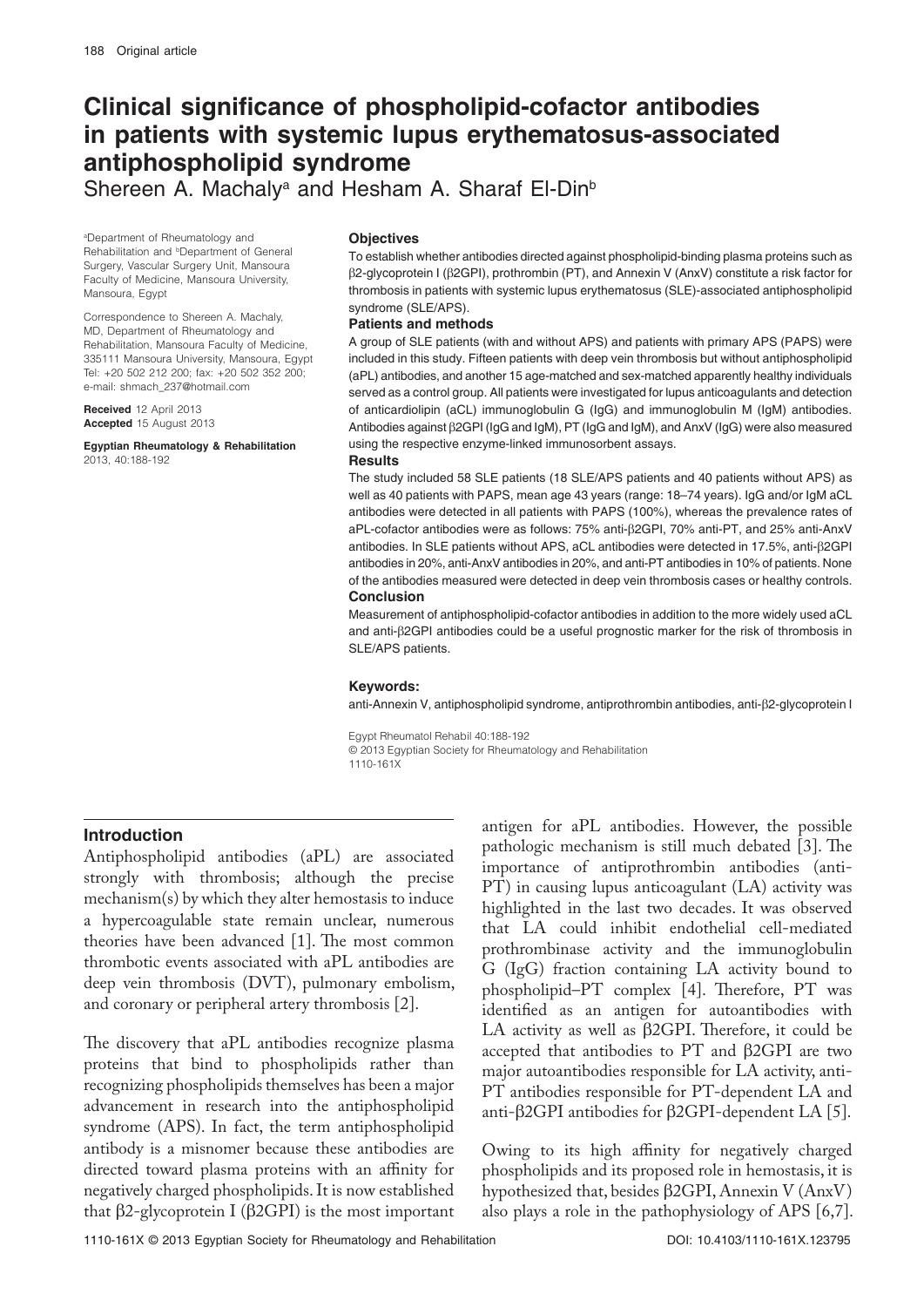# Clinical significance of phospholipid-cofactor antibodies in patients with systemic lupus erythematosus-associated antiphospholipid syndrome

Shereen A. Machaly[a] and Hesham A. Sharaf El-Din[b]

[a]Department of Rheumatology and Rehabilitation and [b]Department of General Surgery, Vascular Surgery Unit, Mansoura Faculty of Medicine, Mansoura University, Mansoura, Egypt

Correspondence to Shereen A. Machaly, MD, Department of Rheumatology and Rehabilitation, Mansoura Faculty of Medicine, 335111 Mansoura University, Mansoura, Egypt
Tel: +20 502 212 200; fax: +20 502 352 200;
e-mail: shmach_237@hotmail.com

**Received** 12 April 2013
**Accepted** 15 August 2013

**Egyptian Rheumatology & Rehabilitation** 2013, 40:188-192

### Objectives

To establish whether antibodies directed against phospholipid-binding plasma proteins such as β2-glycoprotein I (β2GPI), prothrombin (PT), and Annexin V (AnxV) constitute a risk factor for thrombosis in patients with systemic lupus erythematosus (SLE)-associated antiphospholipid syndrome (SLE/APS).

### Patients and methods

A group of SLE patients (with and without APS) and patients with primary APS (PAPS) were included in this study. Fifteen patients with deep vein thrombosis but without antiphospholipid (aPL) antibodies, and another 15 age-matched and sex-matched apparently healthy individuals served as a control group. All patients were investigated for lupus anticoagulants and detection of anticardiolipin (aCL) immunoglobulin G (IgG) and immunoglobulin M (IgM) antibodies. Antibodies against β2GPI (IgG and IgM), PT (IgG and IgM), and AnxV (IgG) were also measured using the respective enzyme-linked immunosorbent assays.

### Results

The study included 58 SLE patients (18 SLE/APS patients and 40 patients without APS) as well as 40 patients with PAPS, mean age 43 years (range: 18–74 years). IgG and/or IgM aCL antibodies were detected in all patients with PAPS (100%), whereas the prevalence rates of aPL-cofactor antibodies were as follows: 75% anti-β2GPI, 70% anti-PT, and 25% anti-AnxV antibodies. In SLE patients without APS, aCL antibodies were detected in 17.5%, anti-β2GPI antibodies in 20%, anti-AnxV antibodies in 20%, and anti-PT antibodies in 10% of patients. None of the antibodies measured were detected in deep vein thrombosis cases or healthy controls.

### Conclusion

Measurement of antiphospholipid-cofactor antibodies in addition to the more widely used aCL and anti-β2GPI antibodies could be a useful prognostic marker for the risk of thrombosis in SLE/APS patients.

### Keywords:

anti-Annexin V, antiphospholipid syndrome, antiprothrombin antibodies, anti-β2-glycoprotein I

Egypt Rheumatol Rehabil 40:188-192
© 2013 Egyptian Society for Rheumatology and Rehabilitation
1110-161X

## Introduction

Antiphospholipid antibodies (aPL) are associated strongly with thrombosis; although the precise mechanism(s) by which they alter hemostasis to induce a hypercoagulable state remain unclear, numerous theories have been advanced [1]. The most common thrombotic events associated with aPL antibodies are deep vein thrombosis (DVT), pulmonary embolism, and coronary or peripheral artery thrombosis [2].

The discovery that aPL antibodies recognize plasma proteins that bind to phospholipids rather than recognizing phospholipids themselves has been a major advancement in research into the antiphospholipid syndrome (APS). In fact, the term antiphospholipid antibody is a misnomer because these antibodies are directed toward plasma proteins with an affinity for negatively charged phospholipids. It is now established that β2-glycoprotein I (β2GPI) is the most important antigen for aPL antibodies. However, the possible pathologic mechanism is still much debated [3]. The importance of antiprothrombin antibodies (anti-PT) in causing lupus anticoagulant (LA) activity was highlighted in the last two decades. It was observed that LA could inhibit endothelial cell-mediated prothrombinase activity and the immunoglobulin G (IgG) fraction containing LA activity bound to phospholipid–PT complex [4]. Therefore, PT was identified as an antigen for autoantibodies with LA activity as well as β2GPI. Therefore, it could be accepted that antibodies to PT and β2GPI are two major autoantibodies responsible for LA activity, anti-PT antibodies responsible for PT-dependent LA and anti-β2GPI antibodies for β2GPI-dependent LA [5].

Owing to its high affinity for negatively charged phospholipids and its proposed role in hemostasis, it is hypothesized that, besides β2GPI, Annexin V (AnxV) also plays a role in the pathophysiology of APS [6,7].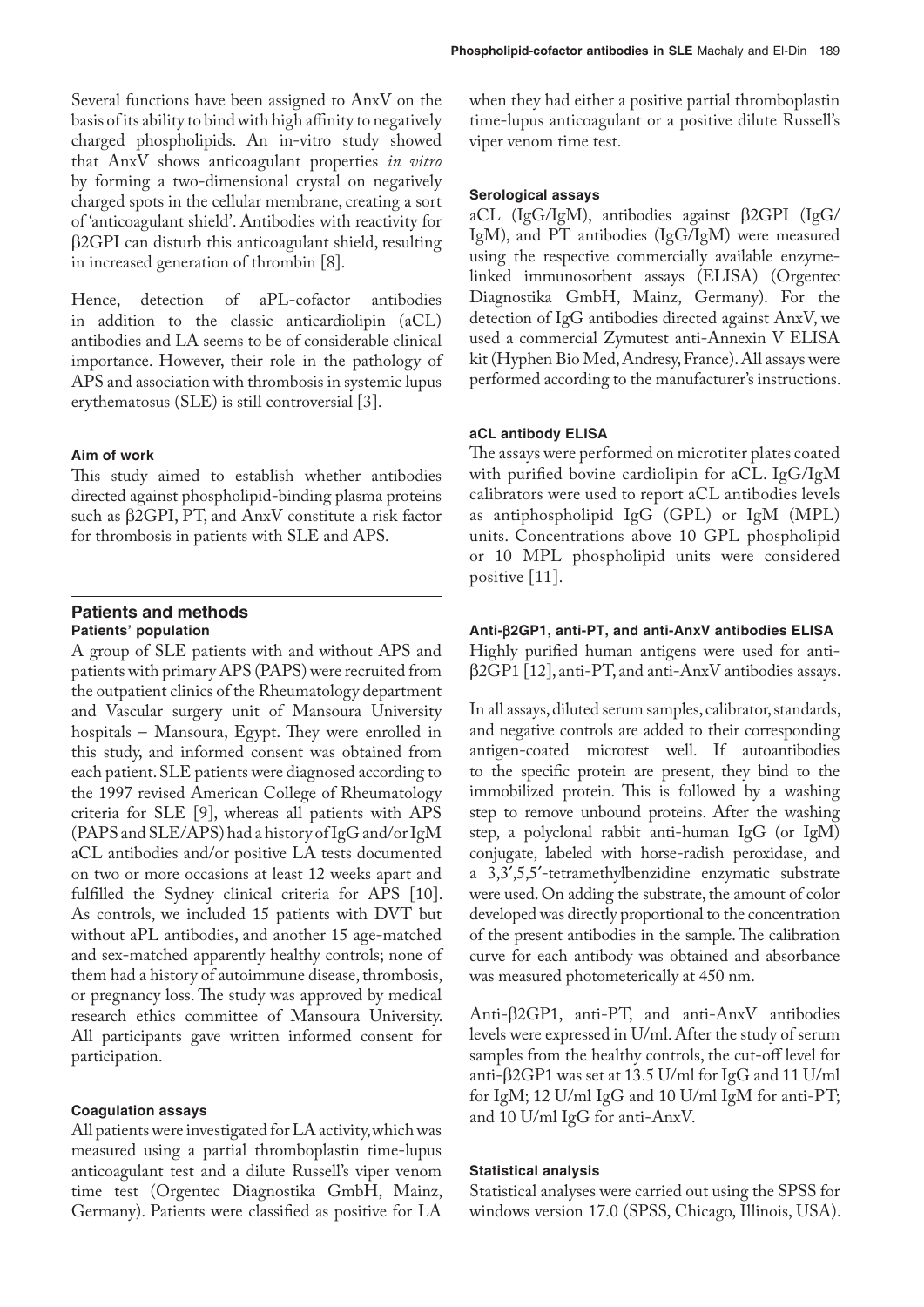Several functions have been assigned to AnxV on the basis of its ability to bind with high affinity to negatively charged phospholipids. An in-vitro study showed that AnxV shows anticoagulant properties *in vitro* by forming a two-dimensional crystal on negatively charged spots in the cellular membrane, creating a sort of 'anticoagulant shield'. Antibodies with reactivity for β2GPI can disturb this anticoagulant shield, resulting in increased generation of thrombin [8].

Hence, detection of aPL-cofactor antibodies in addition to the classic anticardiolipin (aCL) antibodies and LA seems to be of considerable clinical importance. However, their role in the pathology of APS and association with thrombosis in systemic lupus erythematosus (SLE) is still controversial [3].

#### Aim of work

This study aimed to establish whether antibodies directed against phospholipid-binding plasma proteins such as β2GPI, PT, and AnxV constitute a risk factor for thrombosis in patients with SLE and APS.

## Patients and methods

### Patients' population

A group of SLE patients with and without APS and patients with primary APS (PAPS) were recruited from the outpatient clinics of the Rheumatology department and Vascular surgery unit of Mansoura University hospitals – Mansoura, Egypt. They were enrolled in this study, and informed consent was obtained from each patient. SLE patients were diagnosed according to the 1997 revised American College of Rheumatology criteria for SLE [9], whereas all patients with APS (PAPS and SLE/APS) had a history of IgG and/or IgM aCL antibodies and/or positive LA tests documented on two or more occasions at least 12 weeks apart and fulfilled the Sydney clinical criteria for APS [10]. As controls, we included 15 patients with DVT but without aPL antibodies, and another 15 age-matched and sex-matched apparently healthy controls; none of them had a history of autoimmune disease, thrombosis, or pregnancy loss. The study was approved by medical research ethics committee of Mansoura University. All participants gave written informed consent for participation.

#### Coagulation assays

All patients were investigated for LA activity, which was measured using a partial thromboplastin time-lupus anticoagulant test and a dilute Russell's viper venom time test (Orgentec Diagnostika GmbH, Mainz, Germany). Patients were classified as positive for LA when they had either a positive partial thromboplastin time-lupus anticoagulant or a positive dilute Russell's viper venom time test.

#### Serological assays

aCL (IgG/IgM), antibodies against β2GPI (IgG/IgM), and PT antibodies (IgG/IgM) were measured using the respective commercially available enzyme-linked immunosorbent assays (ELISA) (Orgentec Diagnostika GmbH, Mainz, Germany). For the detection of IgG antibodies directed against AnxV, we used a commercial Zymutest anti-Annexin V ELISA kit (Hyphen Bio Med, Andresy, France). All assays were performed according to the manufacturer's instructions.

#### aCL antibody ELISA

The assays were performed on microtiter plates coated with purified bovine cardiolipin for aCL. IgG/IgM calibrators were used to report aCL antibodies levels as antiphospholipid IgG (GPL) or IgM (MPL) units. Concentrations above 10 GPL phospholipid or 10 MPL phospholipid units were considered positive [11].

#### Anti-β2GP1, anti-PT, and anti-AnxV antibodies ELISA

Highly purified human antigens were used for anti-β2GP1 [12], anti-PT, and anti-AnxV antibodies assays.

In all assays, diluted serum samples, calibrator, standards, and negative controls are added to their corresponding antigen-coated microtest well. If autoantibodies to the specific protein are present, they bind to the immobilized protein. This is followed by a washing step to remove unbound proteins. After the washing step, a polyclonal rabbit anti-human IgG (or IgM) conjugate, labeled with horse-radish peroxidase, and a 3,3′,5,5′-tetramethylbenzidine enzymatic substrate were used. On adding the substrate, the amount of color developed was directly proportional to the concentration of the present antibodies in the sample. The calibration curve for each antibody was obtained and absorbance was measured photometerically at 450 nm.

Anti-β2GP1, anti-PT, and anti-AnxV antibodies levels were expressed in U/ml. After the study of serum samples from the healthy controls, the cut-off level for anti-β2GP1 was set at 13.5 U/ml for IgG and 11 U/ml for IgM; 12 U/ml IgG and 10 U/ml IgM for anti-PT; and 10 U/ml IgG for anti-AnxV.

#### Statistical analysis

Statistical analyses were carried out using the SPSS for windows version 17.0 (SPSS, Chicago, Illinois, USA).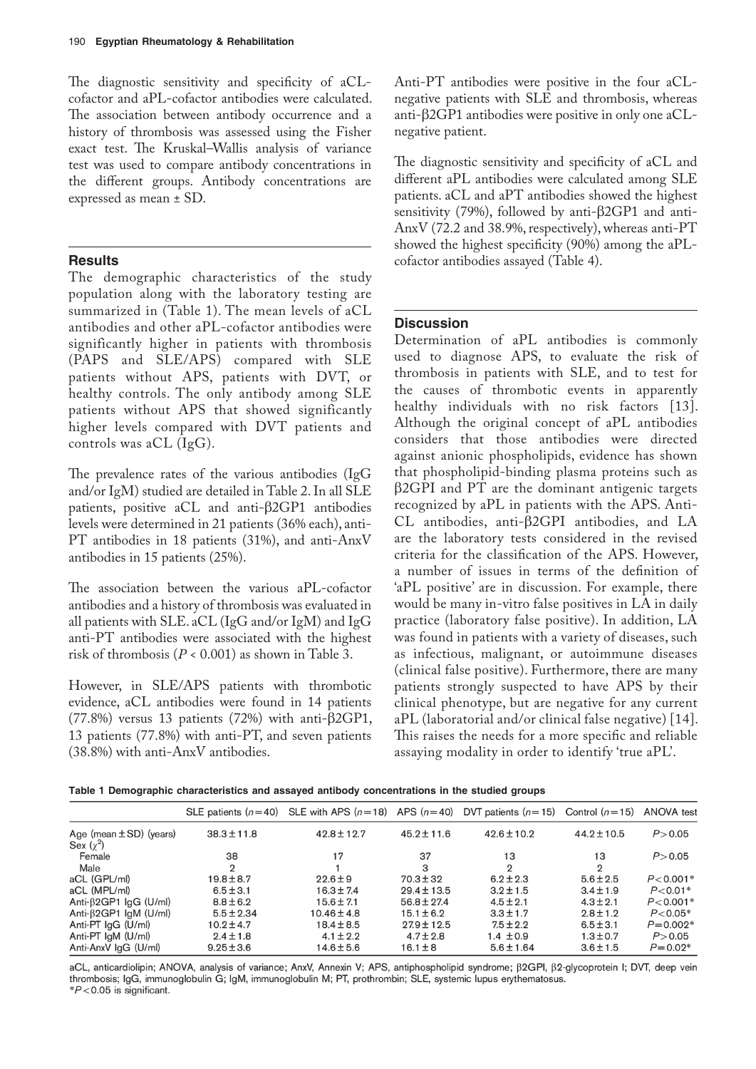The diagnostic sensitivity and specificity of aCL-cofactor and aPL-cofactor antibodies were calculated. The association between antibody occurrence and a history of thrombosis was assessed using the Fisher exact test. The Kruskal–Wallis analysis of variance test was used to compare antibody concentrations in the different groups. Antibody concentrations are expressed as mean ± SD.

## Results

The demographic characteristics of the study population along with the laboratory testing are summarized in (Table 1). The mean levels of aCL antibodies and other aPL-cofactor antibodies were significantly higher in patients with thrombosis (PAPS and SLE/APS) compared with SLE patients without APS, patients with DVT, or healthy controls. The only antibody among SLE patients without APS that showed significantly higher levels compared with DVT patients and controls was aCL (IgG).

The prevalence rates of the various antibodies (IgG and/or IgM) studied are detailed in Table 2. In all SLE patients, positive aCL and anti-β2GP1 antibodies levels were determined in 21 patients (36% each), anti-PT antibodies in 18 patients (31%), and anti-AnxV antibodies in 15 patients (25%).

The association between the various aPL-cofactor antibodies and a history of thrombosis was evaluated in all patients with SLE. aCL (IgG and/or IgM) and IgG anti-PT antibodies were associated with the highest risk of thrombosis ($P < 0.001$) as shown in Table 3.

However, in SLE/APS patients with thrombotic evidence, aCL antibodies were found in 14 patients (77.8%) versus 13 patients (72%) with anti-β2GP1, 13 patients (77.8%) with anti-PT, and seven patients (38.8%) with anti-AnxV antibodies.

Anti-PT antibodies were positive in the four aCL-negative patients with SLE and thrombosis, whereas anti-β2GP1 antibodies were positive in only one aCL-negative patient.

The diagnostic sensitivity and specificity of aCL and different aPL antibodies were calculated among SLE patients. aCL and aPT antibodies showed the highest sensitivity (79%), followed by anti-β2GP1 and anti-AnxV (72.2 and 38.9%, respectively), whereas anti-PT showed the highest specificity (90%) among the aPL-cofactor antibodies assayed (Table 4).

## Discussion

Determination of aPL antibodies is commonly used to diagnose APS, to evaluate the risk of thrombosis in patients with SLE, and to test for the causes of thrombotic events in apparently healthy individuals with no risk factors [13]. Although the original concept of aPL antibodies considers that those antibodies were directed against anionic phospholipids, evidence has shown that phospholipid-binding plasma proteins such as β2GPI and PT are the dominant antigenic targets recognized by aPL in patients with the APS. Anti-CL antibodies, anti-β2GPI antibodies, and LA are the laboratory tests considered in the revised criteria for the classification of the APS. However, a number of issues in terms of the definition of 'aPL positive' are in discussion. For example, there would be many in-vitro false positives in LA in daily practice (laboratory false positive). In addition, LA was found in patients with a variety of diseases, such as infectious, malignant, or autoimmune diseases (clinical false positive). Furthermore, there are many patients strongly suspected to have APS by their clinical phenotype, but are negative for any current aPL (laboratorial and/or clinical false negative) [14]. This raises the needs for a more specific and reliable assaying modality in order to identify 'true aPL'.

**Table 1 Demographic characteristics and assayed antibody concentrations in the studied groups**

| | SLE patients ($n=40$) | SLE with APS ($n=18$) | APS ($n=40$) | DVT patients ($n=15$) | Control ($n=15$) | ANOVA test |
|---|---|---|---|---|---|---|
| Age (mean ± SD) (years) | 38.3 ± 11.8 | 42.8 ± 12.7 | 45.2 ± 11.6 | 42.6 ± 10.2 | 44.2 ± 10.5 | $P > 0.05$ |
| Sex ($\chi^2$) | | | | | | |
| Female | 38 | 17 | 37 | 13 | 13 | $P > 0.05$ |
| Male | 2 | 1 | 3 | 2 | 2 | |
| aCL (GPL/ml) | 19.8 ± 8.7 | 22.6 ± 9 | 70.3 ± 32 | 6.2 ± 2.3 | 5.6 ± 2.5 | $P < 0.001$* |
| aCL (MPL/ml) | 6.5 ± 3.1 | 16.3 ± 7.4 | 29.4 ± 13.5 | 3.2 ± 1.5 | 3.4 ± 1.9 | $P < 0.01$* |
| Anti-β2GP1 IgG (U/ml) | 8.8 ± 6.2 | 15.6 ± 7.1 | 56.8 ± 27.4 | 4.5 ± 2.1 | 4.3 ± 2.1 | $P < 0.001$* |
| Anti-β2GP1 IgM (U/ml) | 5.5 ± 2.34 | 10.46 ± 4.8 | 15.1 ± 6.2 | 3.3 ± 1.7 | 2.8 ± 1.2 | $P < 0.05$* |
| Anti-PT IgG (U/ml) | 10.2 ± 4.7 | 18.4 ± 8.5 | 27.9 ± 12.5 | 7.5 ± 2.2 | 6.5 ± 3.1 | $P = 0.002$* |
| Anti-PT IgM (U/ml) | 2.4 ± 1.8 | 4.1 ± 2.2 | 4.7 ± 2.8 | 1.4 ± 0.9 | 1.3 ± 0.7 | $P > 0.05$ |
| Anti-AnxV IgG (U/ml) | 9.25 ± 3.6 | 14.6 ± 5.6 | 16.1 ± 8 | 5.6 ± 1.64 | 3.6 ± 1.5 | $P = 0.02$* |

aCL, anticardiolipin; ANOVA, analysis of variance; AnxV, Annexin V; APS, antiphospholipid syndrome; β2GPI, β2-glycoprotein I; DVT, deep vein thrombosis; IgG, immunoglobulin G; IgM, immunoglobulin M; PT, prothrombin; SLE, systemic lupus erythematosus.
*$P < 0.05$ is significant.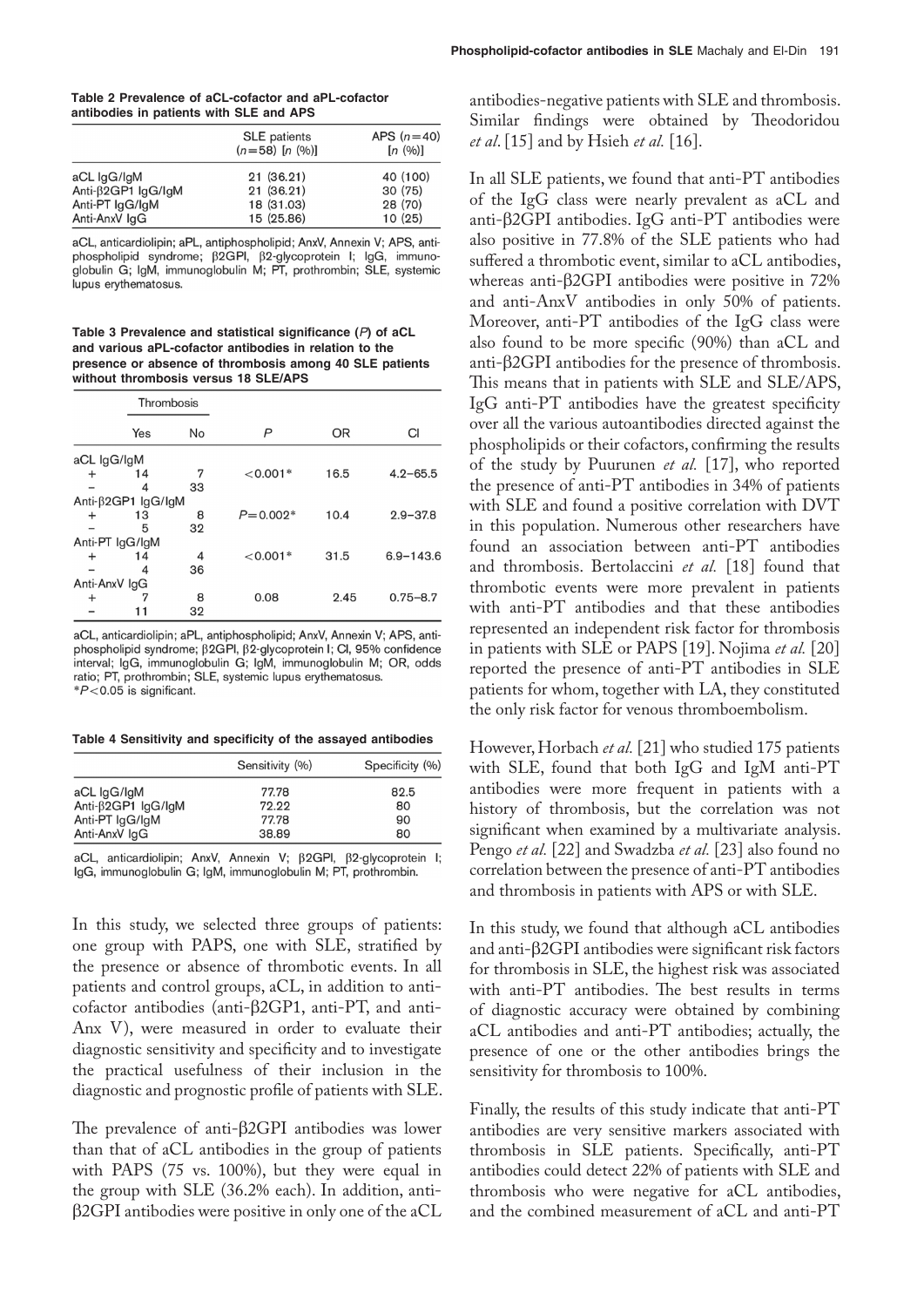**Table 2 Prevalence of aCL-cofactor and aPL-cofactor antibodies in patients with SLE and APS**

| | SLE patients ($n$=58) [$n$ (%)] | APS ($n$=40) [$n$ (%)] |
|---|---|---|
| aCL IgG/IgM | 21 (36.21) | 40 (100) |
| Anti-β2GP1 IgG/IgM | 21 (36.21) | 30 (75) |
| Anti-PT IgG/IgM | 18 (31.03) | 28 (70) |
| Anti-AnxV IgG | 15 (25.86) | 10 (25) |

aCL, anticardiolipin; aPL, antiphospholipid; AnxV, Annexin V; APS, antiphospholipid syndrome; β2GPI, β2-glycoprotein I; IgG, immunoglobulin G; IgM, immunoglobulin M; PT, prothrombin; SLE, systemic lupus erythematosus.

**Table 3 Prevalence and statistical significance ($P$) of aCL and various aPL-cofactor antibodies in relation to the presence or absence of thrombosis among 40 SLE patients without thrombosis versus 18 SLE/APS**

| | Thrombosis | | | | |
|---|---|---|---|---|---|
| | Yes | No | $P$ | OR | CI |
| aCL IgG/IgM | | | | | |
| + | 14 | 7 | <0.001* | 16.5 | 4.2–65.5 |
| − | 4 | 33 | | | |
| Anti-β2GP1 IgG/IgM | | | | | |
| + | 13 | 8 | $P$=0.002* | 10.4 | 2.9–37.8 |
| − | 5 | 32 | | | |
| Anti-PT IgG/IgM | | | | | |
| + | 14 | 4 | <0.001* | 31.5 | 6.9–143.6 |
| − | 4 | 36 | | | |
| Anti-AnxV IgG | | | | | |
| + | 7 | 8 | 0.08 | 2.45 | 0.75–8.7 |
| − | 11 | 32 | | | |

aCL, anticardiolipin; aPL, antiphospholipid; AnxV, Annexin V; APS, antiphospholipid syndrome; β2GPI, β2-glycoprotein I; CI, 95% confidence interval; IgG, immunoglobulin G; IgM, immunoglobulin M; OR, odds ratio; PT, prothrombin; SLE, systemic lupus erythematosus.
*$P$<0.05 is significant.

**Table 4 Sensitivity and specificity of the assayed antibodies**

| | Sensitivity (%) | Specificity (%) |
|---|---|---|
| aCL IgG/IgM | 77.78 | 82.5 |
| Anti-β2GP1 IgG/IgM | 72.22 | 80 |
| Anti-PT IgG/IgM | 77.78 | 90 |
| Anti-AnxV IgG | 38.89 | 80 |

aCL, anticardiolipin; AnxV, Annexin V; β2GPI, β2-glycoprotein I; IgG, immunoglobulin G; IgM, immunoglobulin M; PT, prothrombin.

In this study, we selected three groups of patients: one group with PAPS, one with SLE, stratified by the presence or absence of thrombotic events. In all patients and control groups, aCL, in addition to anti-cofactor antibodies (anti-β2GP1, anti-PT, and anti-Anx V), were measured in order to evaluate their diagnostic sensitivity and specificity and to investigate the practical usefulness of their inclusion in the diagnostic and prognostic profile of patients with SLE.

The prevalence of anti-β2GPI antibodies was lower than that of aCL antibodies in the group of patients with PAPS (75 vs. 100%), but they were equal in the group with SLE (36.2% each). In addition, anti-β2GPI antibodies were positive in only one of the aCL antibodies-negative patients with SLE and thrombosis. Similar findings were obtained by Theodoridou *et al*. [15] and by Hsieh *et al.* [16].

In all SLE patients, we found that anti-PT antibodies of the IgG class were nearly prevalent as aCL and anti-β2GPI antibodies. IgG anti-PT antibodies were also positive in 77.8% of the SLE patients who had suffered a thrombotic event, similar to aCL antibodies, whereas anti-β2GPI antibodies were positive in 72% and anti-AnxV antibodies in only 50% of patients. Moreover, anti-PT antibodies of the IgG class were also found to be more specific (90%) than aCL and anti-β2GPI antibodies for the presence of thrombosis. This means that in patients with SLE and SLE/APS, IgG anti-PT antibodies have the greatest specificity over all the various autoantibodies directed against the phospholipids or their cofactors, confirming the results of the study by Puurunen *et al.* [17], who reported the presence of anti-PT antibodies in 34% of patients with SLE and found a positive correlation with DVT in this population. Numerous other researchers have found an association between anti-PT antibodies and thrombosis. Bertolaccini *et al.* [18] found that thrombotic events were more prevalent in patients with anti-PT antibodies and that these antibodies represented an independent risk factor for thrombosis in patients with SLE or PAPS [19]. Nojima *et al.* [20] reported the presence of anti-PT antibodies in SLE patients for whom, together with LA, they constituted the only risk factor for venous thromboembolism.

However, Horbach *et al.* [21] who studied 175 patients with SLE, found that both IgG and IgM anti-PT antibodies were more frequent in patients with a history of thrombosis, but the correlation was not significant when examined by a multivariate analysis. Pengo *et al.* [22] and Swadzba *et al.* [23] also found no correlation between the presence of anti-PT antibodies and thrombosis in patients with APS or with SLE.

In this study, we found that although aCL antibodies and anti-β2GPI antibodies were significant risk factors for thrombosis in SLE, the highest risk was associated with anti-PT antibodies. The best results in terms of diagnostic accuracy were obtained by combining aCL antibodies and anti-PT antibodies; actually, the presence of one or the other antibodies brings the sensitivity for thrombosis to 100%.

Finally, the results of this study indicate that anti-PT antibodies are very sensitive markers associated with thrombosis in SLE patients. Specifically, anti-PT antibodies could detect 22% of patients with SLE and thrombosis who were negative for aCL antibodies, and the combined measurement of aCL and anti-PT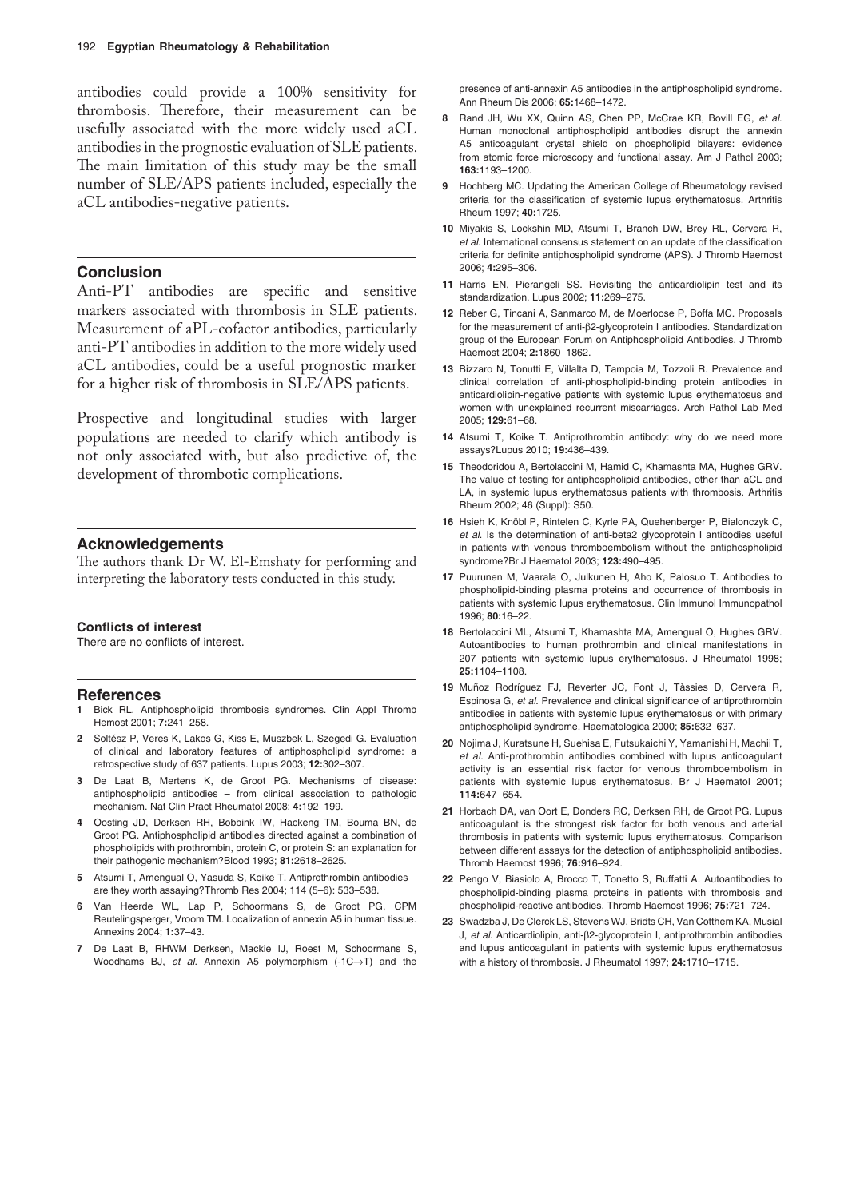antibodies could provide a 100% sensitivity for thrombosis. Therefore, their measurement can be usefully associated with the more widely used aCL antibodies in the prognostic evaluation of SLE patients. The main limitation of this study may be the small number of SLE/APS patients included, especially the aCL antibodies-negative patients.

## Conclusion

Anti-PT antibodies are specific and sensitive markers associated with thrombosis in SLE patients. Measurement of aPL-cofactor antibodies, particularly anti-PT antibodies in addition to the more widely used aCL antibodies, could be a useful prognostic marker for a higher risk of thrombosis in SLE/APS patients.

Prospective and longitudinal studies with larger populations are needed to clarify which antibody is not only associated with, but also predictive of, the development of thrombotic complications.

## Acknowledgements

The authors thank Dr W. El-Emshaty for performing and interpreting the laboratory tests conducted in this study.

### Conflicts of interest

There are no conflicts of interest.

## References

1 Bick RL. Antiphospholipid thrombosis syndromes. Clin Appl Thromb Hemost 2001; **7:**241–258.

2 Soltész P, Veres K, Lakos G, Kiss E, Muszbek L, Szegedi G. Evaluation of clinical and laboratory features of antiphospholipid syndrome: a retrospective study of 637 patients. Lupus 2003; **12:**302–307.

3 De Laat B, Mertens K, de Groot PG. Mechanisms of disease: antiphospholipid antibodies – from clinical association to pathologic mechanism. Nat Clin Pract Rheumatol 2008; **4:**192–199.

4 Oosting JD, Derksen RH, Bobbink IW, Hackeng TM, Bouma BN, de Groot PG. Antiphospholipid antibodies directed against a combination of phospholipids with prothrombin, protein C, or protein S: an explanation for their pathogenic mechanism?Blood 1993; **81:**2618–2625.

5 Atsumi T, Amengual O, Yasuda S, Koike T. Antiprothrombin antibodies – are they worth assaying?Thromb Res 2004; 114 (5–6): 533–538.

6 Van Heerde WL, Lap P, Schoormans S, de Groot PG, CPM Reutelingsperger, Vroom TM. Localization of annexin A5 in human tissue. Annexins 2004; **1:**37–43.

7 De Laat B, RHWM Derksen, Mackie IJ, Roest M, Schoormans S, Woodhams BJ, *et al.* Annexin A5 polymorphism (-1C→T) and the presence of anti-annexin A5 antibodies in the antiphospholipid syndrome. Ann Rheum Dis 2006; **65:**1468–1472.

8 Rand JH, Wu XX, Quinn AS, Chen PP, McCrae KR, Bovill EG, *et al.* Human monoclonal antiphospholipid antibodies disrupt the annexin A5 anticoagulant crystal shield on phospholipid bilayers: evidence from atomic force microscopy and functional assay. Am J Pathol 2003; **163:**1193–1200.

9 Hochberg MC. Updating the American College of Rheumatology revised criteria for the classification of systemic lupus erythematosus. Arthritis Rheum 1997; **40:**1725.

10 Miyakis S, Lockshin MD, Atsumi T, Branch DW, Brey RL, Cervera R, *et al.* International consensus statement on an update of the classification criteria for definite antiphospholipid syndrome (APS). J Thromb Haemost 2006; **4:**295–306.

11 Harris EN, Pierangeli SS. Revisiting the anticardiolipin test and its standardization. Lupus 2002; **11:**269–275.

12 Reber G, Tincani A, Sanmarco M, de Moerloose P, Boffa MC. Proposals for the measurement of anti-β2-glycoprotein I antibodies. Standardization group of the European Forum on Antiphospholipid Antibodies. J Thromb Haemost 2004; **2:**1860–1862.

13 Bizzaro N, Tonutti E, Villalta D, Tampoia M, Tozzoli R. Prevalence and clinical correlation of anti-phospholipid-binding protein antibodies in anticardiolipin-negative patients with systemic lupus erythematosus and women with unexplained recurrent miscarriages. Arch Pathol Lab Med 2005; **129:**61–68.

14 Atsumi T, Koike T. Antiprothrombin antibody: why do we need more assays?Lupus 2010; **19:**436–439.

15 Theodoridou A, Bertolaccini M, Hamid C, Khamashta MA, Hughes GRV. The value of testing for antiphospholipid antibodies, other than aCL and LA, in systemic lupus erythematosus patients with thrombosis. Arthritis Rheum 2002; 46 (Suppl): S50.

16 Hsieh K, Knöbl P, Rintelen C, Kyrle PA, Quehenberger P, Bialonczyk C, *et al.* Is the determination of anti-beta2 glycoprotein I antibodies useful in patients with venous thromboembolism without the antiphospholipid syndrome?Br J Haematol 2003; **123:**490–495.

17 Puurunen M, Vaarala O, Julkunen H, Aho K, Palosuo T. Antibodies to phospholipid-binding plasma proteins and occurrence of thrombosis in patients with systemic lupus erythematosus. Clin Immunol Immunopathol 1996; **80:**16–22.

18 Bertolaccini ML, Atsumi T, Khamashta MA, Amengual O, Hughes GRV. Autoantibodies to human prothrombin and clinical manifestations in 207 patients with systemic lupus erythematosus. J Rheumatol 1998; **25:**1104–1108.

19 Muñoz Rodríguez FJ, Reverter JC, Font J, Tàssies D, Cervera R, Espinosa G, *et al.* Prevalence and clinical significance of antiprothrombin antibodies in patients with systemic lupus erythematosus or with primary antiphospholipid syndrome. Haematologica 2000; **85:**632–637.

20 Nojima J, Kuratsune H, Suehisa E, Futsukaichi Y, Yamanishi H, Machii T, *et al.* Anti-prothrombin antibodies combined with lupus anticoagulant activity is an essential risk factor for venous thromboembolism in patients with systemic lupus erythematosus. Br J Haematol 2001; **114:**647–654.

21 Horbach DA, van Oort E, Donders RC, Derksen RH, de Groot PG. Lupus anticoagulant is the strongest risk factor for both venous and arterial thrombosis in patients with systemic lupus erythematosus. Comparison between different assays for the detection of antiphospholipid antibodies. Thromb Haemost 1996; **76:**916–924.

22 Pengo V, Biasiolo A, Brocco T, Tonetto S, Ruffatti A. Autoantibodies to phospholipid-binding plasma proteins in patients with thrombosis and phospholipid-reactive antibodies. Thromb Haemost 1996; **75:**721–724.

23 Swadzba J, De Clerck LS, Stevens WJ, Bridts CH, Van Cotthem KA, Musial J, *et al.* Anticardiolipin, anti-β2-glycoprotein I, antiprothrombin antibodies and lupus anticoagulant in patients with systemic lupus erythematosus with a history of thrombosis. J Rheumatol 1997; **24:**1710–1715.